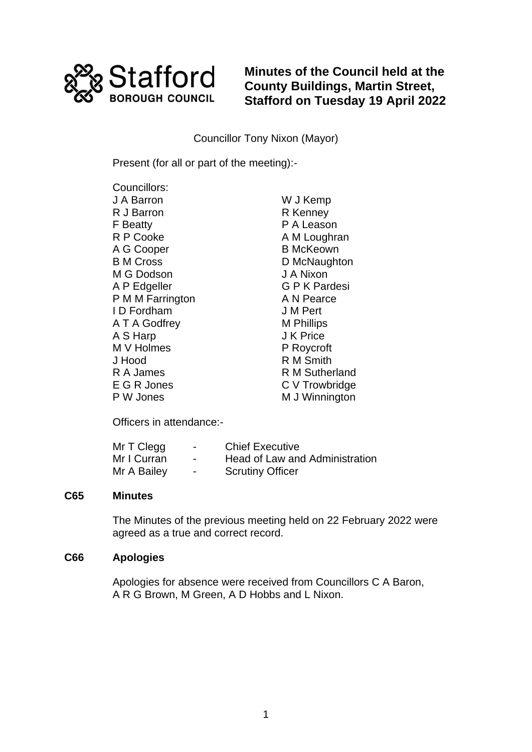# Minutes of the Council held at the County Buildings, Martin Street, Stafford on Tuesday 19 April 2022

Councillor Tony Nixon (Mayor)

Present (for all or part of the meeting):-

Councillors:

J A Barron
R J Barron
F Beatty
R P Cooke
A G Cooper
B M Cross
M G Dodson
A P Edgeller
P M M Farrington
I D Fordham
A T A Godfrey
A S Harp
M V Holmes
J Hood
R A James
E G R Jones
P W Jones
W J Kemp
R Kenney
P A Leason
A M Loughran
B McKeown
D McNaughton
J A Nixon
G P K Pardesi
A N Pearce
J M Pert
M Phillips
J K Price
P Roycroft
R M Smith
R M Sutherland
C V Trowbridge
M J Winnington

Officers in attendance:-

| | | |
|---|---|---|
| Mr T Clegg | - | Chief Executive |
| Mr I Curran | - | Head of Law and Administration |
| Mr A Bailey | - | Scrutiny Officer |

## C65 Minutes

The Minutes of the previous meeting held on 22 February 2022 were agreed as a true and correct record.

## C66 Apologies

Apologies for absence were received from Councillors C A Baron, A R G Brown, M Green, A D Hobbs and L Nixon.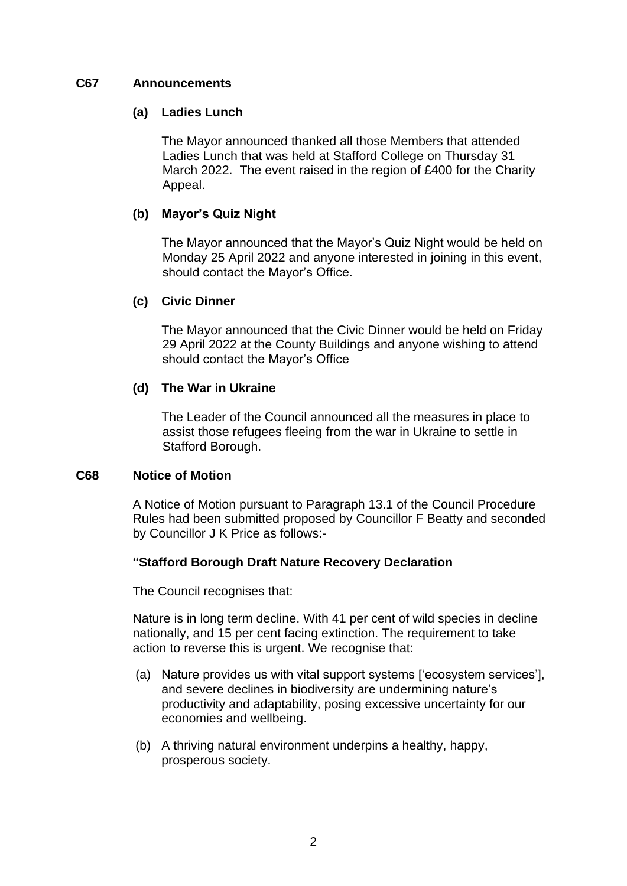## C67 Announcements

### (a) Ladies Lunch

The Mayor announced thanked all those Members that attended Ladies Lunch that was held at Stafford College on Thursday 31 March 2022. The event raised in the region of £400 for the Charity Appeal.

### (b) Mayor's Quiz Night

The Mayor announced that the Mayor's Quiz Night would be held on Monday 25 April 2022 and anyone interested in joining in this event, should contact the Mayor's Office.

### (c) Civic Dinner

The Mayor announced that the Civic Dinner would be held on Friday 29 April 2022 at the County Buildings and anyone wishing to attend should contact the Mayor's Office

### (d) The War in Ukraine

The Leader of the Council announced all the measures in place to assist those refugees fleeing from the war in Ukraine to settle in Stafford Borough.

## C68 Notice of Motion

A Notice of Motion pursuant to Paragraph 13.1 of the Council Procedure Rules had been submitted proposed by Councillor F Beatty and seconded by Councillor J K Price as follows:-

**"Stafford Borough Draft Nature Recovery Declaration**

The Council recognises that:

Nature is in long term decline. With 41 per cent of wild species in decline nationally, and 15 per cent facing extinction. The requirement to take action to reverse this is urgent. We recognise that:

(a) Nature provides us with vital support systems ['ecosystem services'], and severe declines in biodiversity are undermining nature's productivity and adaptability, posing excessive uncertainty for our economies and wellbeing.

(b) A thriving natural environment underpins a healthy, happy, prosperous society.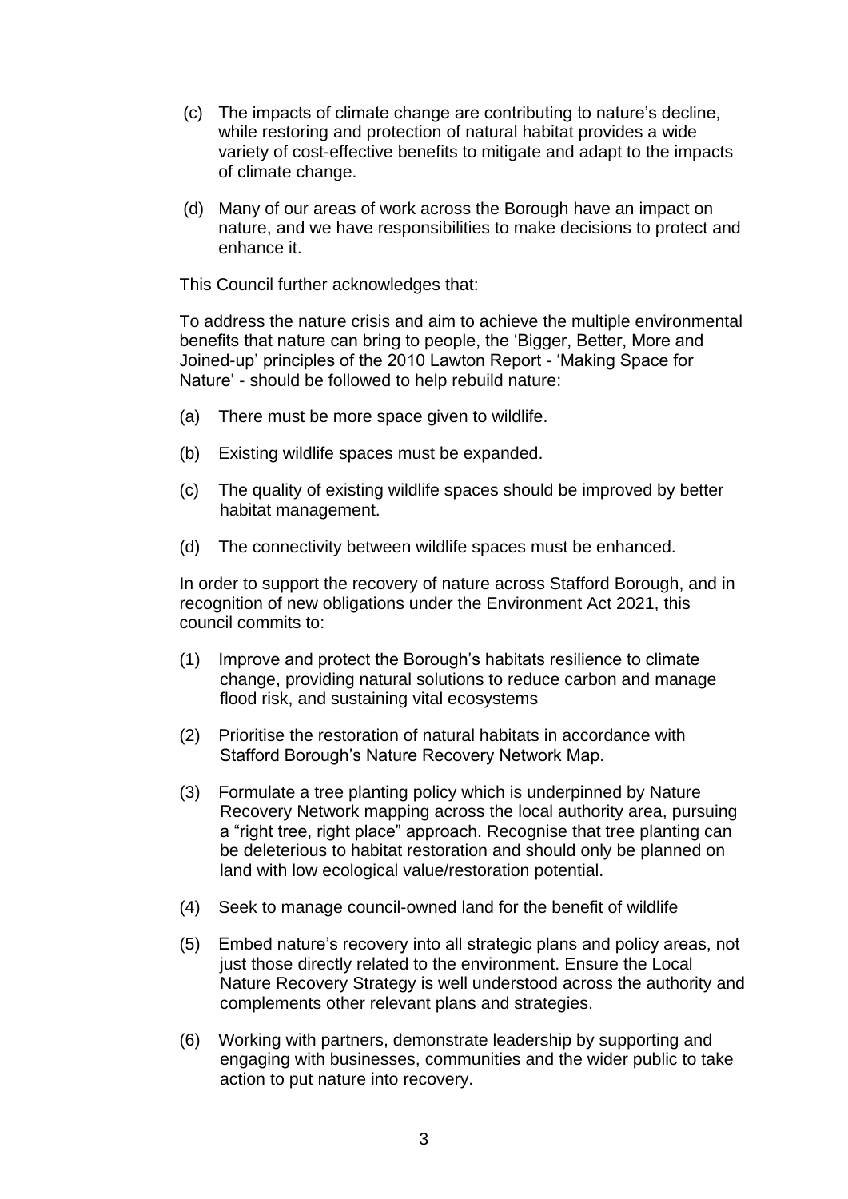(c) The impacts of climate change are contributing to nature's decline, while restoring and protection of natural habitat provides a wide variety of cost-effective benefits to mitigate and adapt to the impacts of climate change.

(d) Many of our areas of work across the Borough have an impact on nature, and we have responsibilities to make decisions to protect and enhance it.

This Council further acknowledges that:

To address the nature crisis and aim to achieve the multiple environmental benefits that nature can bring to people, the 'Bigger, Better, More and Joined-up' principles of the 2010 Lawton Report - 'Making Space for Nature' - should be followed to help rebuild nature:

(a) There must be more space given to wildlife.

(b) Existing wildlife spaces must be expanded.

(c) The quality of existing wildlife spaces should be improved by better habitat management.

(d) The connectivity between wildlife spaces must be enhanced.

In order to support the recovery of nature across Stafford Borough, and in recognition of new obligations under the Environment Act 2021, this council commits to:

(1) Improve and protect the Borough's habitats resilience to climate change, providing natural solutions to reduce carbon and manage flood risk, and sustaining vital ecosystems

(2) Prioritise the restoration of natural habitats in accordance with Stafford Borough's Nature Recovery Network Map.

(3) Formulate a tree planting policy which is underpinned by Nature Recovery Network mapping across the local authority area, pursuing a "right tree, right place" approach. Recognise that tree planting can be deleterious to habitat restoration and should only be planned on land with low ecological value/restoration potential.

(4) Seek to manage council-owned land for the benefit of wildlife

(5) Embed nature's recovery into all strategic plans and policy areas, not just those directly related to the environment. Ensure the Local Nature Recovery Strategy is well understood across the authority and complements other relevant plans and strategies.

(6) Working with partners, demonstrate leadership by supporting and engaging with businesses, communities and the wider public to take action to put nature into recovery.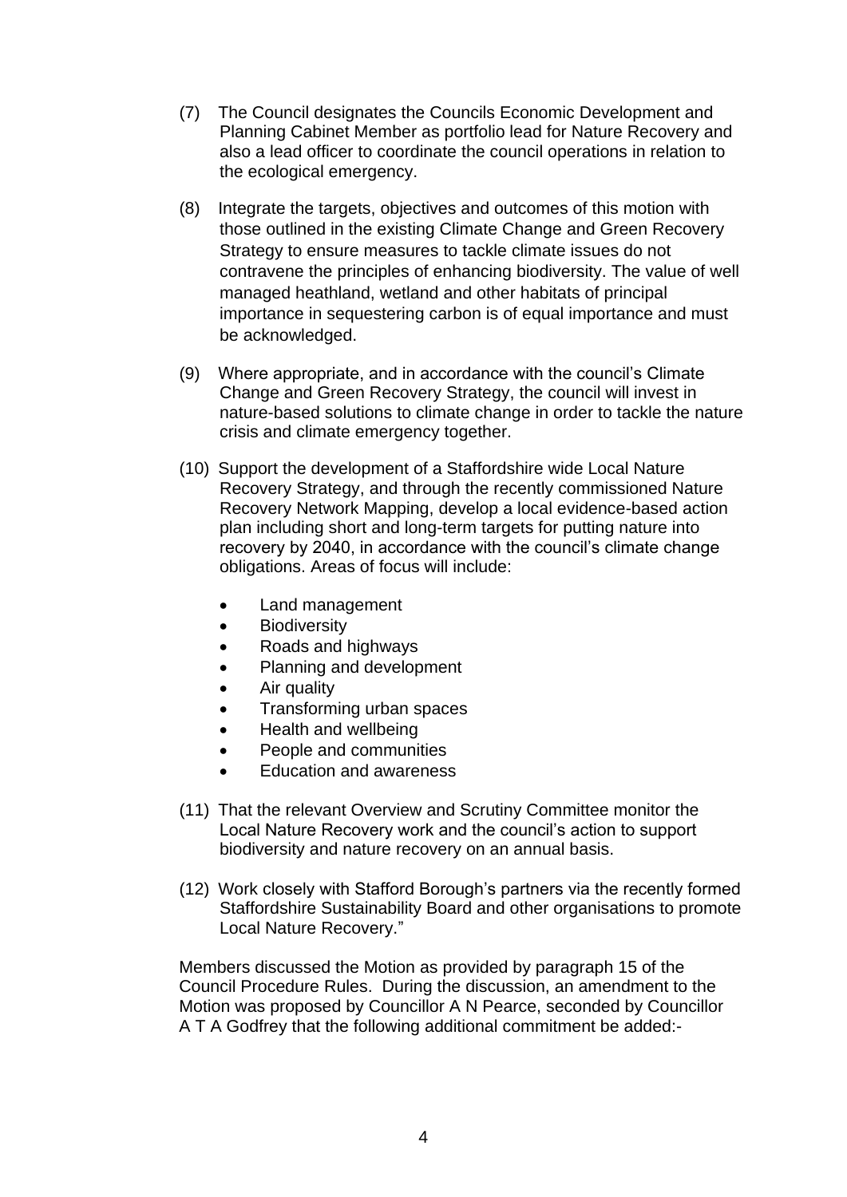(7) The Council designates the Councils Economic Development and Planning Cabinet Member as portfolio lead for Nature Recovery and also a lead officer to coordinate the council operations in relation to the ecological emergency.

(8) Integrate the targets, objectives and outcomes of this motion with those outlined in the existing Climate Change and Green Recovery Strategy to ensure measures to tackle climate issues do not contravene the principles of enhancing biodiversity. The value of well managed heathland, wetland and other habitats of principal importance in sequestering carbon is of equal importance and must be acknowledged.

(9) Where appropriate, and in accordance with the council's Climate Change and Green Recovery Strategy, the council will invest in nature-based solutions to climate change in order to tackle the nature crisis and climate emergency together.

(10) Support the development of a Staffordshire wide Local Nature Recovery Strategy, and through the recently commissioned Nature Recovery Network Mapping, develop a local evidence-based action plan including short and long-term targets for putting nature into recovery by 2040, in accordance with the council's climate change obligations. Areas of focus will include:

- Land management
- Biodiversity
- Roads and highways
- Planning and development
- Air quality
- Transforming urban spaces
- Health and wellbeing
- People and communities
- Education and awareness

(11) That the relevant Overview and Scrutiny Committee monitor the Local Nature Recovery work and the council's action to support biodiversity and nature recovery on an annual basis.

(12) Work closely with Stafford Borough's partners via the recently formed Staffordshire Sustainability Board and other organisations to promote Local Nature Recovery."

Members discussed the Motion as provided by paragraph 15 of the Council Procedure Rules. During the discussion, an amendment to the Motion was proposed by Councillor A N Pearce, seconded by Councillor A T A Godfrey that the following additional commitment be added:-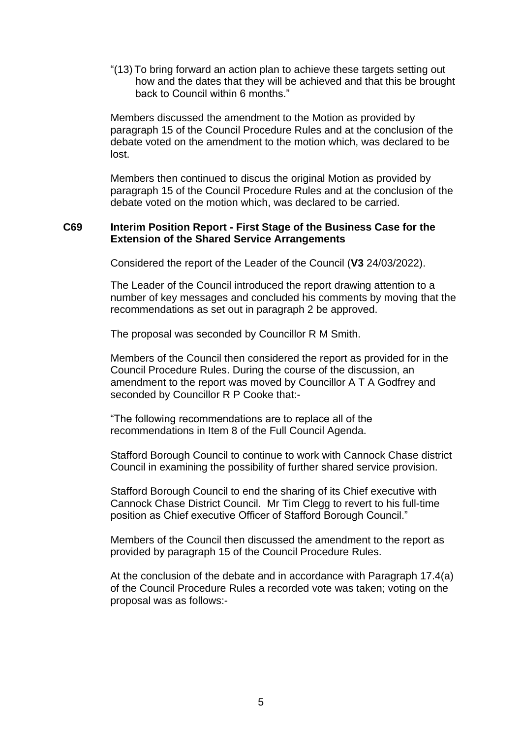"(13) To bring forward an action plan to achieve these targets setting out how and the dates that they will be achieved and that this be brought back to Council within 6 months."

Members discussed the amendment to the Motion as provided by paragraph 15 of the Council Procedure Rules and at the conclusion of the debate voted on the amendment to the motion which, was declared to be lost.

Members then continued to discus the original Motion as provided by paragraph 15 of the Council Procedure Rules and at the conclusion of the debate voted on the motion which, was declared to be carried.

**C69 Interim Position Report - First Stage of the Business Case for the Extension of the Shared Service Arrangements**

Considered the report of the Leader of the Council (**V3** 24/03/2022).

The Leader of the Council introduced the report drawing attention to a number of key messages and concluded his comments by moving that the recommendations as set out in paragraph 2 be approved.

The proposal was seconded by Councillor R M Smith.

Members of the Council then considered the report as provided for in the Council Procedure Rules. During the course of the discussion, an amendment to the report was moved by Councillor A T A Godfrey and seconded by Councillor R P Cooke that:-

"The following recommendations are to replace all of the recommendations in Item 8 of the Full Council Agenda.

Stafford Borough Council to continue to work with Cannock Chase district Council in examining the possibility of further shared service provision.

Stafford Borough Council to end the sharing of its Chief executive with Cannock Chase District Council. Mr Tim Clegg to revert to his full-time position as Chief executive Officer of Stafford Borough Council."

Members of the Council then discussed the amendment to the report as provided by paragraph 15 of the Council Procedure Rules.

At the conclusion of the debate and in accordance with Paragraph 17.4(a) of the Council Procedure Rules a recorded vote was taken; voting on the proposal was as follows:-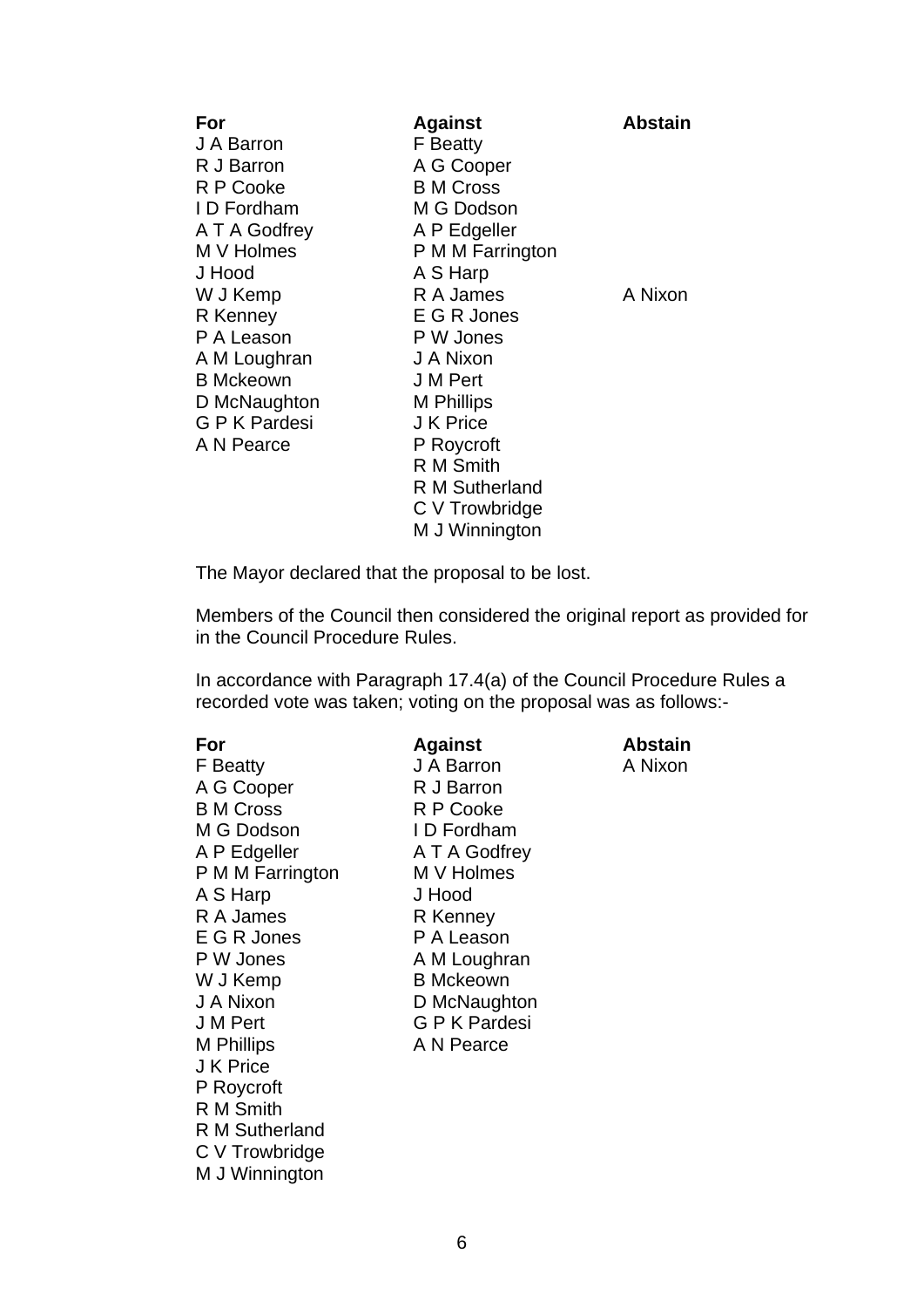| For | Against | Abstain |
|---|---|---|
| J A Barron | F Beatty | |
| R J Barron | A G Cooper | |
| R P Cooke | B M Cross | |
| I D Fordham | M G Dodson | |
| A T A Godfrey | A P Edgeller | |
| M V Holmes | P M M Farrington | |
| J Hood | A S Harp | |
| W J Kemp | R A James | A Nixon |
| R Kenney | E G R Jones | |
| P A Leason | P W Jones | |
| A M Loughran | J A Nixon | |
| B Mckeown | J M Pert | |
| D McNaughton | M Phillips | |
| G P K Pardesi | J K Price | |
| A N Pearce | P Roycroft | |
| | R M Smith | |
| | R M Sutherland | |
| | C V Trowbridge | |
| | M J Winnington | |

The Mayor declared that the proposal to be lost.

Members of the Council then considered the original report as provided for in the Council Procedure Rules.

In accordance with Paragraph 17.4(a) of the Council Procedure Rules a recorded vote was taken; voting on the proposal was as follows:-

| For | Against | Abstain |
|---|---|---|
| F Beatty | J A Barron | A Nixon |
| A G Cooper | R J Barron | |
| B M Cross | R P Cooke | |
| M G Dodson | I D Fordham | |
| A P Edgeller | A T A Godfrey | |
| P M M Farrington | M V Holmes | |
| A S Harp | J Hood | |
| R A James | R Kenney | |
| E G R Jones | P A Leason | |
| P W Jones | A M Loughran | |
| W J Kemp | B Mckeown | |
| J A Nixon | D McNaughton | |
| J M Pert | G P K Pardesi | |
| M Phillips | A N Pearce | |
| J K Price | | |
| P Roycroft | | |
| R M Smith | | |
| R M Sutherland | | |
| C V Trowbridge | | |
| M J Winnington | | |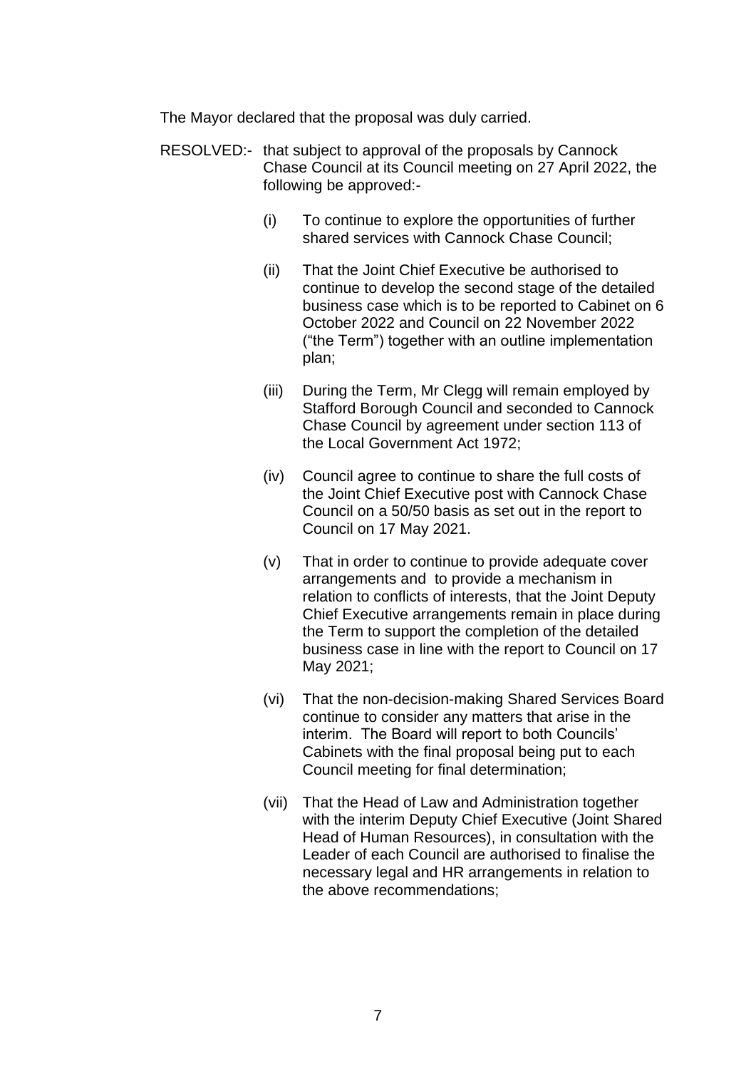The Mayor declared that the proposal was duly carried.

RESOLVED:- that subject to approval of the proposals by Cannock Chase Council at its Council meeting on 27 April 2022, the following be approved:-

(i) To continue to explore the opportunities of further shared services with Cannock Chase Council;

(ii) That the Joint Chief Executive be authorised to continue to develop the second stage of the detailed business case which is to be reported to Cabinet on 6 October 2022 and Council on 22 November 2022 ("the Term") together with an outline implementation plan;

(iii) During the Term, Mr Clegg will remain employed by Stafford Borough Council and seconded to Cannock Chase Council by agreement under section 113 of the Local Government Act 1972;

(iv) Council agree to continue to share the full costs of the Joint Chief Executive post with Cannock Chase Council on a 50/50 basis as set out in the report to Council on 17 May 2021.

(v) That in order to continue to provide adequate cover arrangements and to provide a mechanism in relation to conflicts of interests, that the Joint Deputy Chief Executive arrangements remain in place during the Term to support the completion of the detailed business case in line with the report to Council on 17 May 2021;

(vi) That the non-decision-making Shared Services Board continue to consider any matters that arise in the interim. The Board will report to both Councils' Cabinets with the final proposal being put to each Council meeting for final determination;

(vii) That the Head of Law and Administration together with the interim Deputy Chief Executive (Joint Shared Head of Human Resources), in consultation with the Leader of each Council are authorised to finalise the necessary legal and HR arrangements in relation to the above recommendations;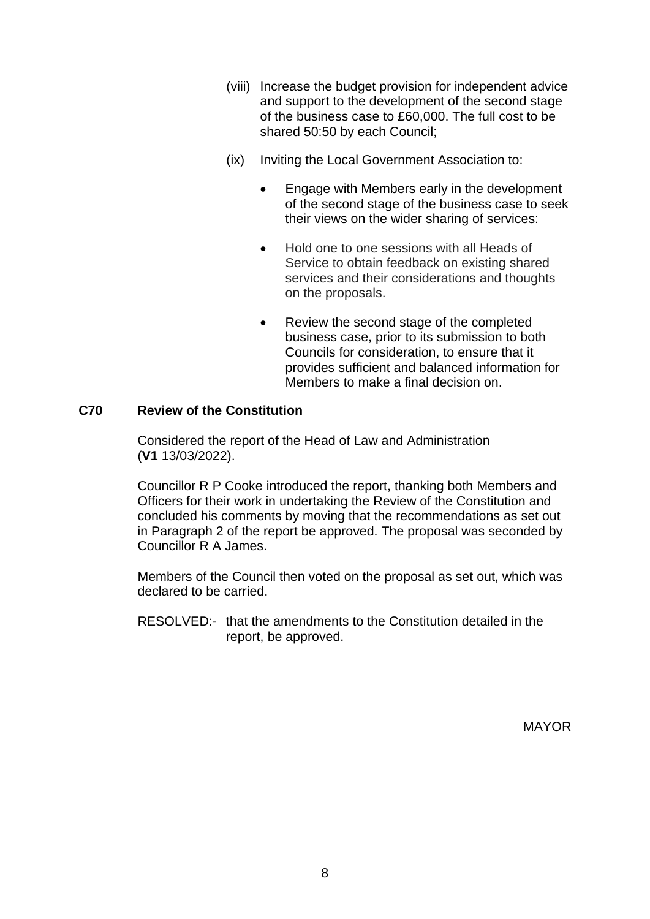(viii) Increase the budget provision for independent advice and support to the development of the second stage of the business case to £60,000. The full cost to be shared 50:50 by each Council;

(ix) Inviting the Local Government Association to:

- Engage with Members early in the development of the second stage of the business case to seek their views on the wider sharing of services:
- Hold one to one sessions with all Heads of Service to obtain feedback on existing shared services and their considerations and thoughts on the proposals.
- Review the second stage of the completed business case, prior to its submission to both Councils for consideration, to ensure that it provides sufficient and balanced information for Members to make a final decision on.

**C70 Review of the Constitution**

Considered the report of the Head of Law and Administration (**V1** 13/03/2022).

Councillor R P Cooke introduced the report, thanking both Members and Officers for their work in undertaking the Review of the Constitution and concluded his comments by moving that the recommendations as set out in Paragraph 2 of the report be approved. The proposal was seconded by Councillor R A James.

Members of the Council then voted on the proposal as set out, which was declared to be carried.

RESOLVED:- that the amendments to the Constitution detailed in the report, be approved.

MAYOR